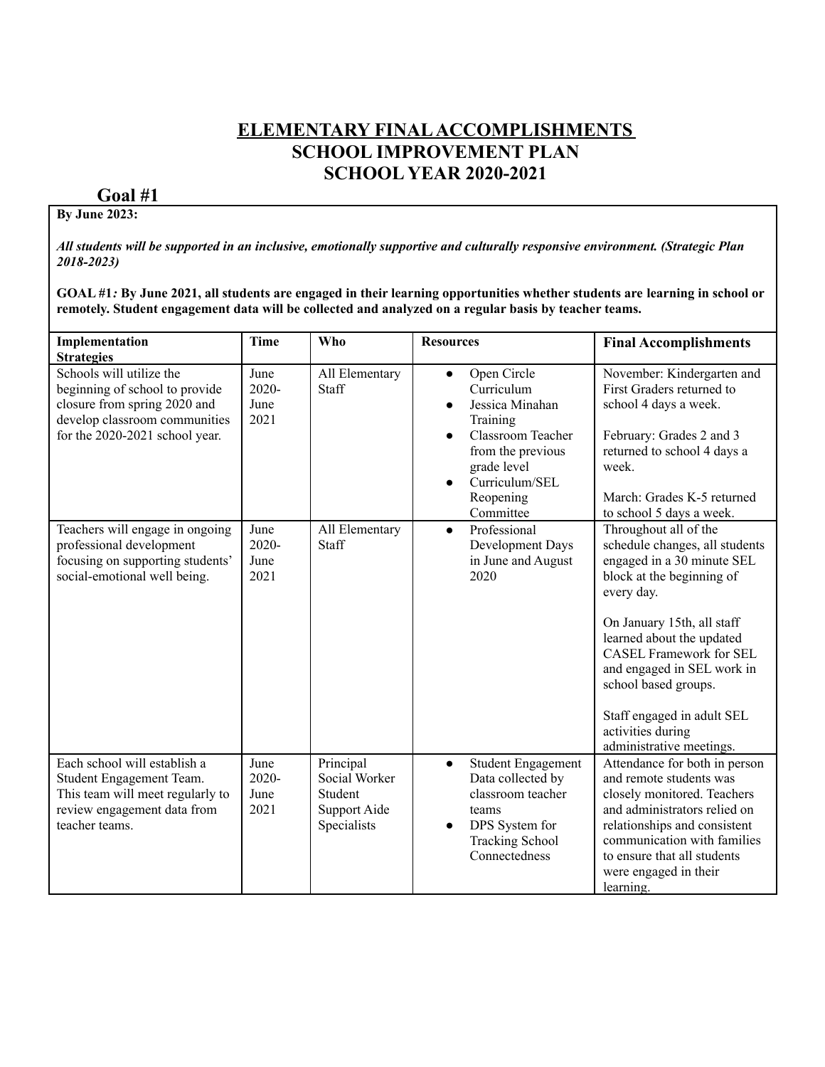# ELEMENTARY FINAL ACCOMPLISHMENTS
# SCHOOL IMPROVEMENT PLAN
# SCHOOL YEAR 2020-2021

## Goal #1

**By June 2023:**

***All students will be supported in an inclusive, emotionally supportive and culturally responsive environment. (Strategic Plan 2018-2023)***

**GOAL #1*:* By June 2021, all students are engaged in their learning opportunities whether students are learning in school or remotely. Student engagement data will be collected and analyzed on a regular basis by teacher teams.**

| Implementation Strategies | Time | Who | Resources | Final Accomplishments |
|---|---|---|---|---|
| Schools will utilize the beginning of school to provide closure from spring 2020 and develop classroom communities for the 2020-2021 school year. | June 2020-June 2021 | All Elementary Staff | • Open Circle Curriculum<br>• Jessica Minahan Training<br>• Classroom Teacher from the previous grade level<br>• Curriculum/SEL Reopening Committee | November: Kindergarten and First Graders returned to school 4 days a week.<br><br>February: Grades 2 and 3 returned to school 4 days a week.<br><br>March: Grades K-5 returned to school 5 days a week. |
| Teachers will engage in ongoing professional development focusing on supporting students' social-emotional well being. | June 2020-June 2021 | All Elementary Staff | • Professional Development Days in June and August 2020 | Throughout all of the schedule changes, all students engaged in a 30 minute SEL block at the beginning of every day.<br><br>On January 15th, all staff learned about the updated CASEL Framework for SEL and engaged in SEL work in school based groups.<br><br>Staff engaged in adult SEL activities during administrative meetings. |
| Each school will establish a Student Engagement Team. This team will meet regularly to review engagement data from teacher teams. | June 2020-June 2021 | Principal<br>Social Worker<br>Student Support Aide<br>Specialists | • Student Engagement Data collected by classroom teacher teams<br>• DPS System for Tracking School Connectedness | Attendance for both in person and remote students was closely monitored. Teachers and administrators relied on relationships and consistent communication with families to ensure that all students were engaged in their learning. |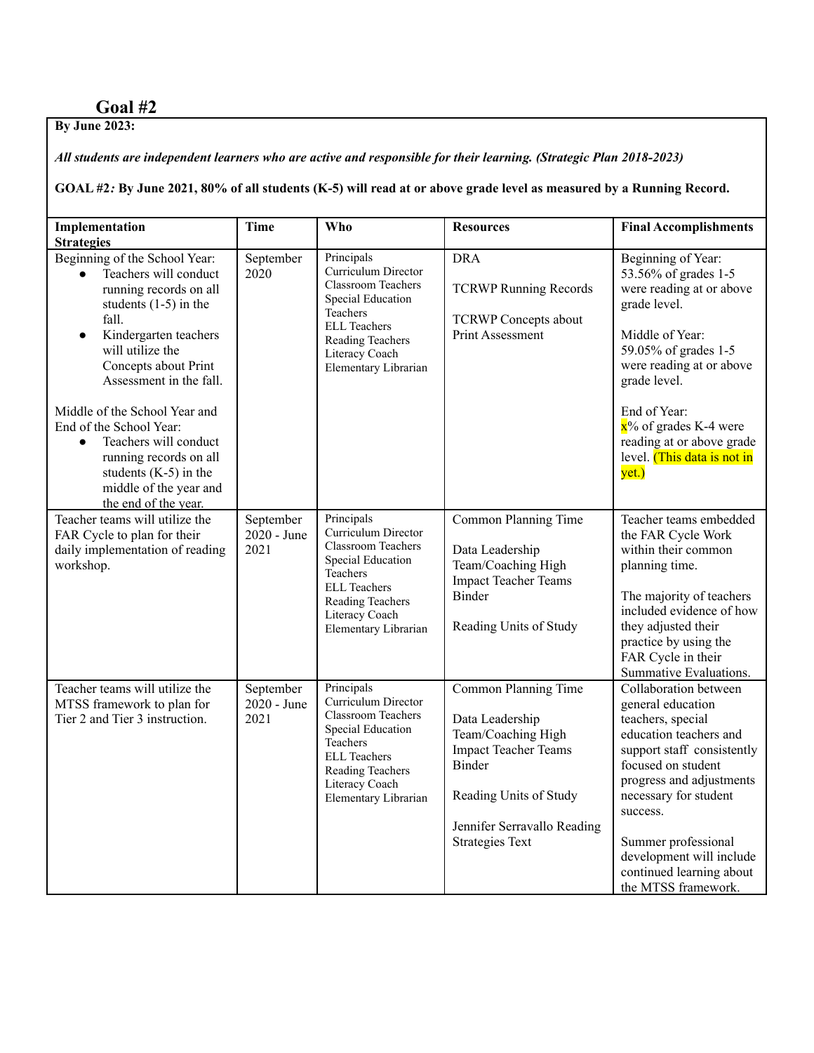## Goal #2

**By June 2023:**

***All students are independent learners who are active and responsible for their learning. (Strategic Plan 2018-2023)***

**GOAL #2*:* By June 2021, 80% of all students (K-5) will read at or above grade level as measured by a Running Record.**

| Implementation Strategies | Time | Who | Resources | Final Accomplishments |
|---|---|---|---|---|
| Beginning of the School Year:<br>• Teachers will conduct running records on all students (1-5) in the fall.<br>• Kindergarten teachers will utilize the Concepts about Print Assessment in the fall.<br><br>Middle of the School Year and End of the School Year:<br>• Teachers will conduct running records on all students (K-5) in the middle of the year and the end of the year. | September 2020 | Principals<br>Curriculum Director<br>Classroom Teachers<br>Special Education Teachers<br>ELL Teachers<br>Reading Teachers<br>Literacy Coach<br>Elementary Librarian | DRA<br><br>TCRWP Running Records<br><br>TCRWP Concepts about Print Assessment | Beginning of Year:<br>53.56% of grades 1-5 were reading at or above grade level.<br><br>Middle of Year:<br>59.05% of grades 1-5 were reading at or above grade level.<br><br>End of Year:<br>x% of grades K-4 were reading at or above grade level. (This data is not in yet.) |
| Teacher teams will utilize the FAR Cycle to plan for their daily implementation of reading workshop. | September 2020 - June 2021 | Principals<br>Curriculum Director<br>Classroom Teachers<br>Special Education Teachers<br>ELL Teachers<br>Reading Teachers<br>Literacy Coach<br>Elementary Librarian | Common Planning Time<br><br>Data Leadership Team/Coaching High Impact Teacher Teams Binder<br><br>Reading Units of Study | Teacher teams embedded the FAR Cycle Work within their common planning time.<br><br>The majority of teachers included evidence of how they adjusted their practice by using the FAR Cycle in their Summative Evaluations. |
| Teacher teams will utilize the MTSS framework to plan for Tier 2 and Tier 3 instruction. | September 2020 - June 2021 | Principals<br>Curriculum Director<br>Classroom Teachers<br>Special Education Teachers<br>ELL Teachers<br>Reading Teachers<br>Literacy Coach<br>Elementary Librarian | Common Planning Time<br><br>Data Leadership Team/Coaching High Impact Teacher Teams Binder<br><br>Reading Units of Study<br><br>Jennifer Serravallo Reading Strategies Text | Collaboration between general education teachers, special education teachers and support staff consistently focused on student progress and adjustments necessary for student success.<br><br>Summer professional development will include continued learning about the MTSS framework. |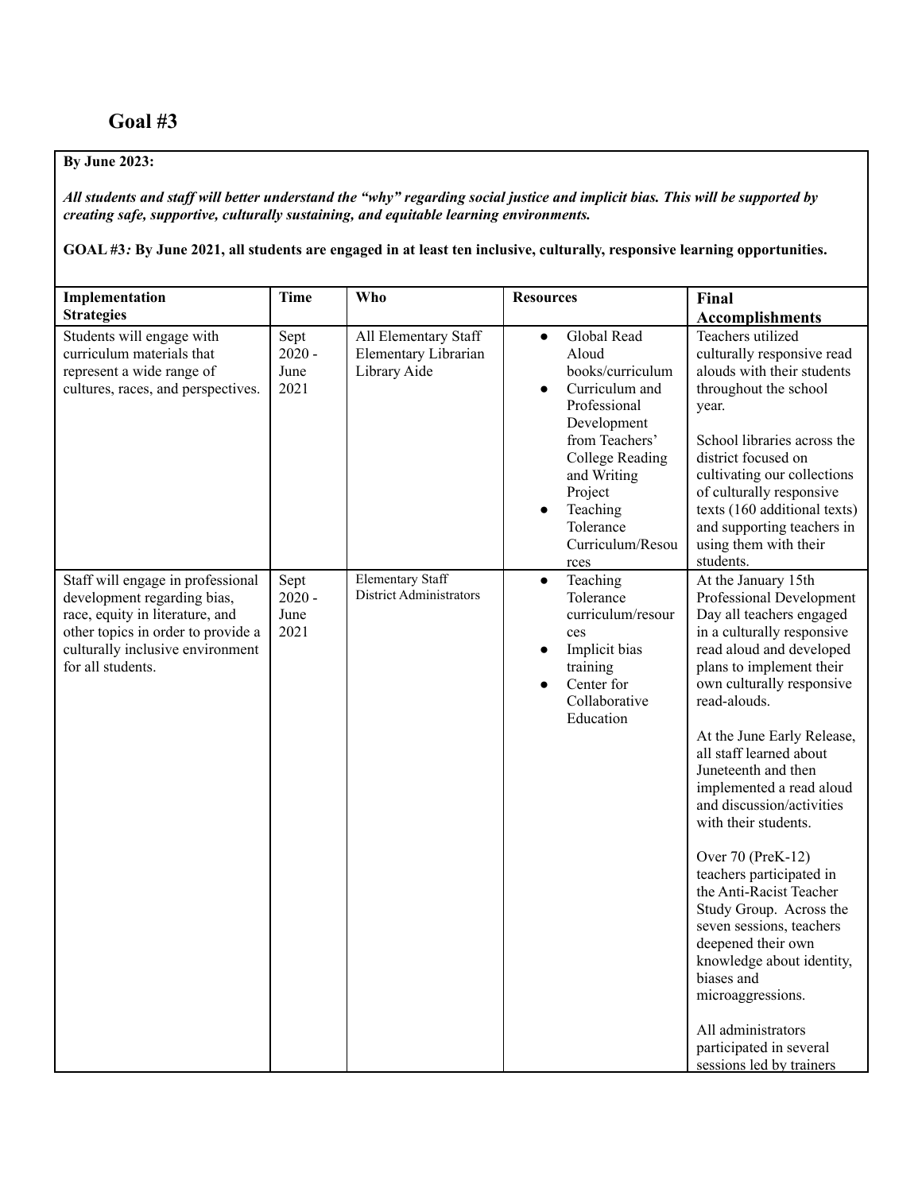## Goal #3

**By June 2023:**

***All students and staff will better understand the "why" regarding social justice and implicit bias. This will be supported by creating safe, supportive, culturally sustaining, and equitable learning environments.***

**GOAL #3*:* By June 2021, all students are engaged in at least ten inclusive, culturally, responsive learning opportunities.**

| Implementation Strategies | Time | Who | Resources | Final Accomplishments |
|---|---|---|---|---|
| Students will engage with curriculum materials that represent a wide range of cultures, races, and perspectives. | Sept 2020 - June 2021 | All Elementary Staff<br>Elementary Librarian<br>Library Aide | • Global Read Aloud books/curriculum<br>• Curriculum and Professional Development from Teachers' College Reading and Writing Project<br>• Teaching Tolerance Curriculum/Resources | Teachers utilized culturally responsive read alouds with their students throughout the school year.<br><br>School libraries across the district focused on cultivating our collections of culturally responsive texts (160 additional texts) and supporting teachers in using them with their students. |
| Staff will engage in professional development regarding bias, race, equity in literature, and other topics in order to provide a culturally inclusive environment for all students. | Sept 2020 - June 2021 | Elementary Staff<br>District Administrators | • Teaching Tolerance curriculum/resources<br>• Implicit bias training<br>• Center for Collaborative Education | At the January 15th Professional Development Day all teachers engaged in a culturally responsive read aloud and developed plans to implement their own culturally responsive read-alouds.<br><br>At the June Early Release, all staff learned about Juneteenth and then implemented a read aloud and discussion/activities with their students.<br><br>Over 70 (PreK-12) teachers participated in the Anti-Racist Teacher Study Group. Across the seven sessions, teachers deepened their own knowledge about identity, biases and microaggressions.<br><br>All administrators participated in several sessions led by trainers |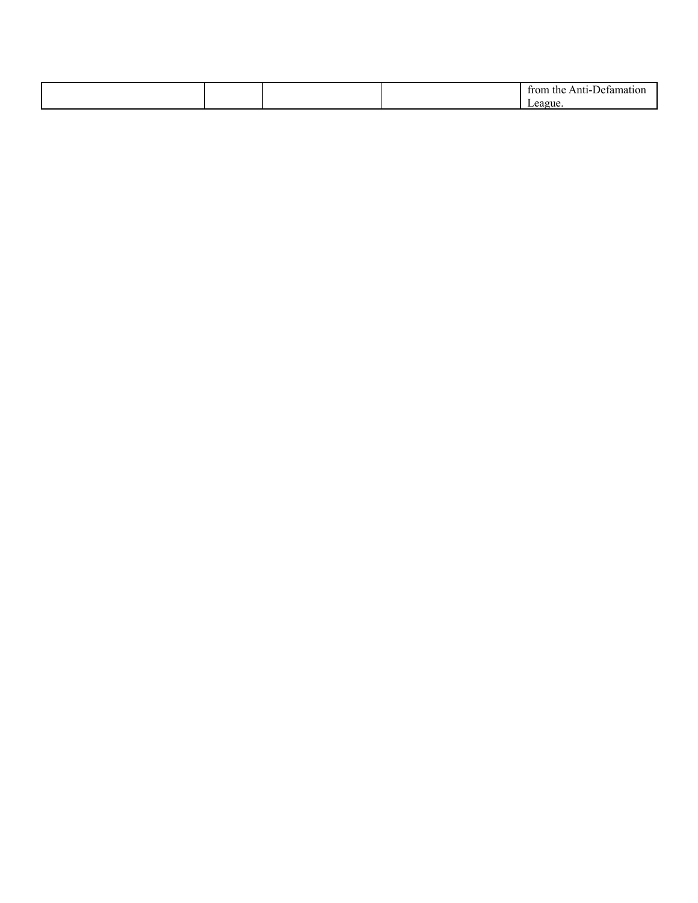| | | | | |
|---|---|---|---|---|
| | | | | from the Anti-Defamation League. |